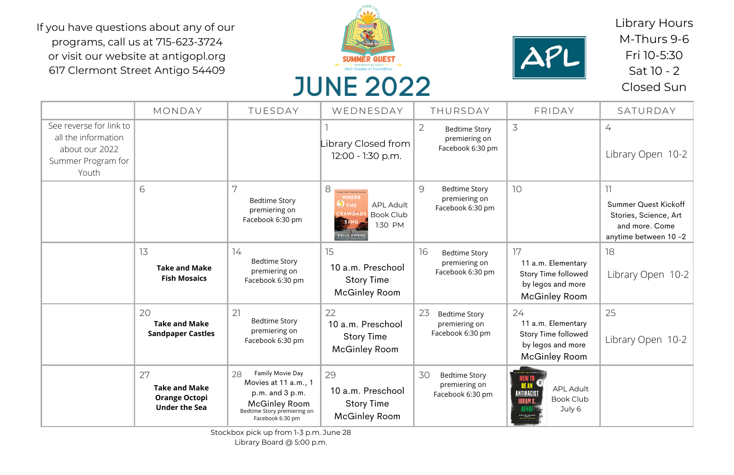If you have questions about any of our programs, call us at 715-623-3724 or visit our website at antigopl.org
617 Clermont Street Antigo 54409

SUMMER QUEST
YOUR ADVENTURE AWAITS
2022: Oceans of Possibilities

# JUNE 2022

APL

Library Hours
M-Thurs 9-6
Fri 10-5:30
Sat 10 - 2
Closed Sun

| | MONDAY | TUESDAY | WEDNESDAY | THURSDAY | FRIDAY | SATURDAY |
|---|---|---|---|---|---|---|
| See reverse for link to all the information about our 2022 Summer Program for Youth | | | 1 Library Closed from 12:00 - 1:30 p.m. | 2 Bedtime Story premiering on Facebook 6:30 pm | 3 | 4 Library Open 10-2 |
| | 6 | 7 Bedtime Story premiering on Facebook 6:30 pm | 8 WHERE THE CRAWDADS SING DELIA OWENS APL Adult Book Club 1:30 PM | 9 Bedtime Story premiering on Facebook 6:30 pm | 10 | 11 Summer Quest Kickoff Stories, Science, Art and more. Come anytime between 10 -2 |
| | 13 **Take and Make Fish Mosaics** | 14 Bedtime Story premiering on Facebook 6:30 pm | 15 10 a.m. Preschool Story Time McGinley Room | 16 Bedtime Story premiering on Facebook 6:30 pm | 17 11 a.m. Elementary Story Time followed by legos and more McGinley Room | 18 Library Open 10-2 |
| | 20 **Take and Make Sandpaper Castles** | 21 Bedtime Story premiering on Facebook 6:30 pm | 22 10 a.m. Preschool Story Time McGinley Room | 23 Bedtime Story premiering on Facebook 6:30 pm | 24 11 a.m. Elementary Story Time followed by legos and more McGinley Room | 25 Library Open 10-2 |
| | 27 **Take and Make Orange Octopi Under the Sea** | 28 Family Movie Day Movies at 11 a.m., 1 p.m. and 3 p.m. McGinley Room Bedtime Story premiering on Facebook 6:30 pm | 29 10 a.m. Preschool Story Time McGinley Room | 30 Bedtime Story premiering on Facebook 6:30 pm | HOW TO BE AN ANTIRACIST IBRAM X. KENDI APL Adult Book Club July 6 | |

Stockbox pick up from 1-3 p.m. June 28
Library Board @ 5:00 p.m.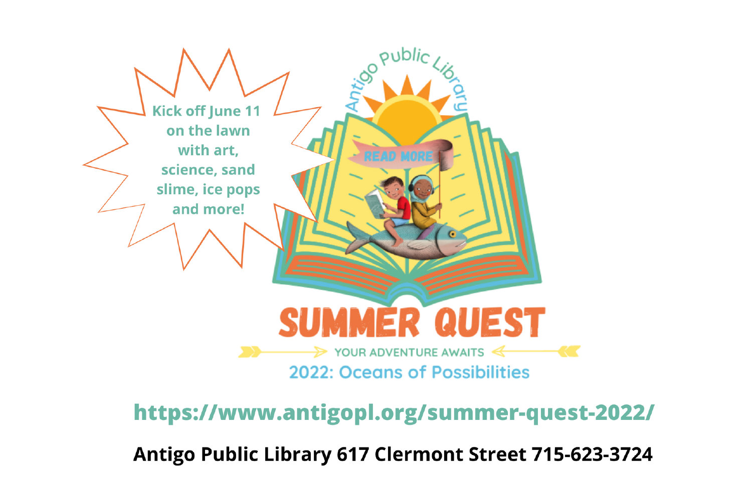Kick off June 11 on the lawn with art, science, sand slime, ice pops and more!

Antigo Public Library

READ MORE

# SUMMER QUEST

YOUR ADVENTURE AWAITS

2022: Oceans of Possibilities

**https://www.antigopl.org/summer-quest-2022/**

**Antigo Public Library 617 Clermont Street 715-623-3724**